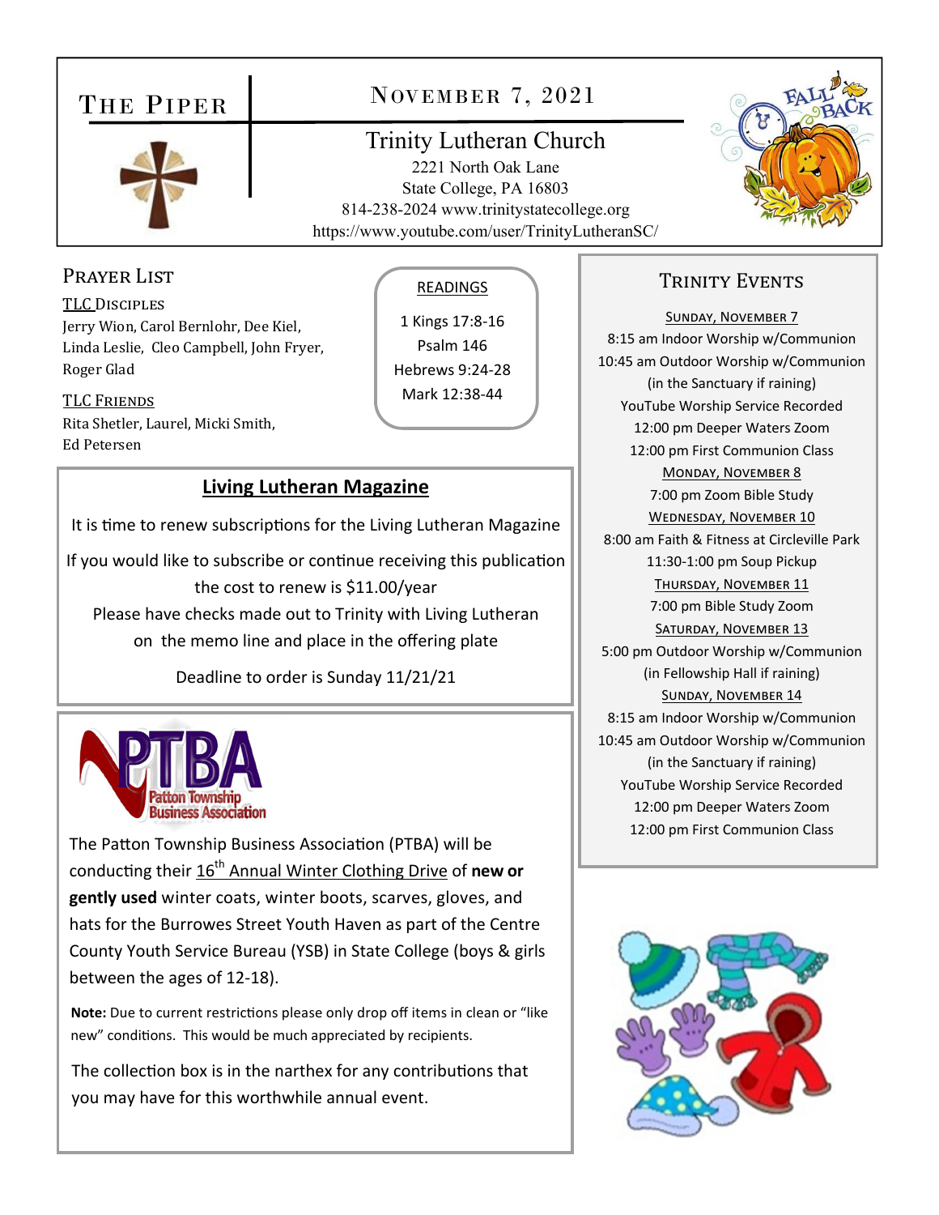# The Piper

## November 7, 2021

**Trinity Lutheran Church**
2221 North Oak Lane
State College, PA 16803
814-238-2024 www.trinitystatecollege.org
https://www.youtube.com/user/TrinityLutheranSC/

## Prayer List

**TLC Disciples**
Jerry Wion, Carol Bernlohr, Dee Kiel, Linda Leslie, Cleo Campbell, John Fryer, Roger Glad

**TLC Friends**
Rita Shetler, Laurel, Micki Smith, Ed Petersen

## Readings

1 Kings 17:8-16
Psalm 146
Hebrews 9:24-28
Mark 12:38-44

## Living Lutheran Magazine

It is time to renew subscriptions for the Living Lutheran Magazine

If you would like to subscribe or continue receiving this publication the cost to renew is $11.00/year

Please have checks made out to Trinity with Living Lutheran on the memo line and place in the offering plate

Deadline to order is Sunday 11/21/21

## PTBA – Patton Township Business Association

The Patton Township Business Association (PTBA) will be conducting their 16th Annual Winter Clothing Drive of **new or gently used** winter coats, winter boots, scarves, gloves, and hats for the Burrowes Street Youth Haven as part of the Centre County Youth Service Bureau (YSB) in State College (boys & girls between the ages of 12-18).

**Note:** Due to current restrictions please only drop off items in clean or "like new" conditions. This would be much appreciated by recipients.

The collection box is in the narthex for any contributions that you may have for this worthwhile annual event.

## Trinity Events

**Sunday, November 7**
8:15 am Indoor Worship w/Communion
10:45 am Outdoor Worship w/Communion (in the Sanctuary if raining)
YouTube Worship Service Recorded
12:00 pm Deeper Waters Zoom
12:00 pm First Communion Class

**Monday, November 8**
7:00 pm Zoom Bible Study

**Wednesday, November 10**
8:00 am Faith & Fitness at Circleville Park
11:30-1:00 pm Soup Pickup

**Thursday, November 11**
7:00 pm Bible Study Zoom

**Saturday, November 13**
5:00 pm Outdoor Worship w/Communion (in Fellowship Hall if raining)

**Sunday, November 14**
8:15 am Indoor Worship w/Communion
10:45 am Outdoor Worship w/Communion (in the Sanctuary if raining)
YouTube Worship Service Recorded
12:00 pm Deeper Waters Zoom
12:00 pm First Communion Class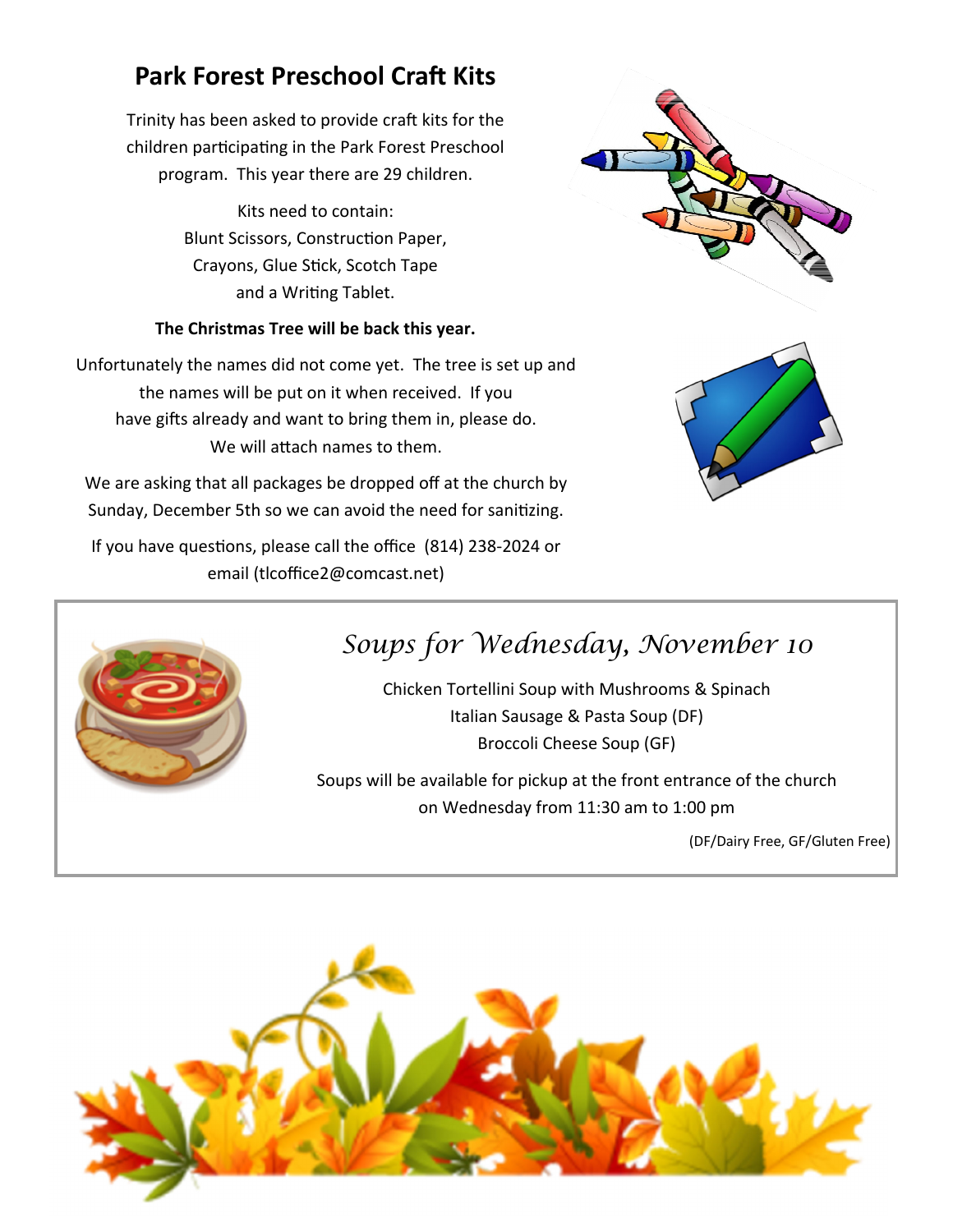## Park Forest Preschool Craft Kits

Trinity has been asked to provide craft kits for the children participating in the Park Forest Preschool program. This year there are 29 children.

Kits need to contain:
Blunt Scissors, Construction Paper,
Crayons, Glue Stick, Scotch Tape
and a Writing Tablet.

**The Christmas Tree will be back this year.**

Unfortunately the names did not come yet. The tree is set up and the names will be put on it when received. If you have gifts already and want to bring them in, please do. We will attach names to them.

We are asking that all packages be dropped off at the church by Sunday, December 5th so we can avoid the need for sanitizing.

If you have questions, please call the office (814) 238-2024 or email (tlcoffice2@comcast.net)

## *Soups for Wednesday, November 10*

Chicken Tortellini Soup with Mushrooms & Spinach
Italian Sausage & Pasta Soup (DF)
Broccoli Cheese Soup (GF)

Soups will be available for pickup at the front entrance of the church on Wednesday from 11:30 am to 1:00 pm

(DF/Dairy Free, GF/Gluten Free)